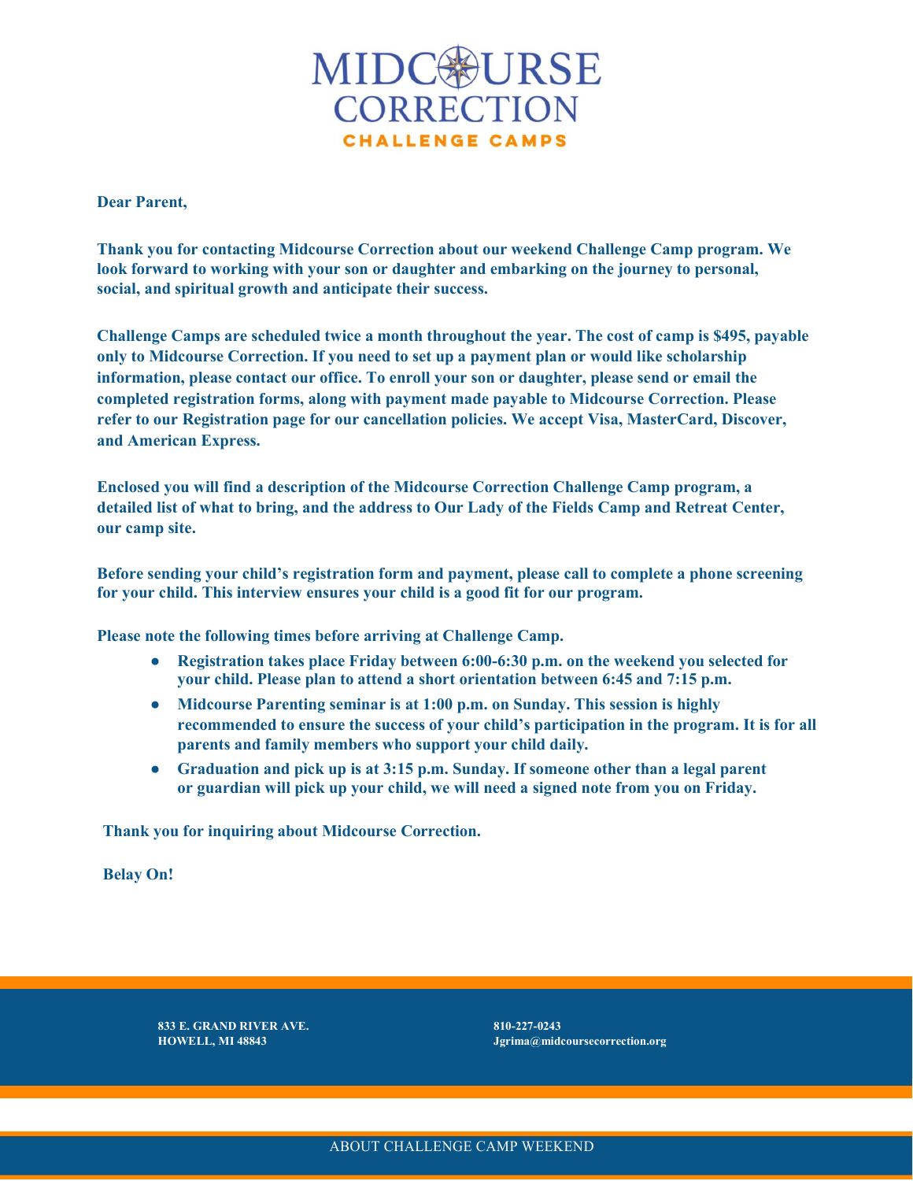# MIDCOURSE CORRECTION

## CHALLENGE CAMPS

**Dear Parent,**

**Thank you for contacting Midcourse Correction about our weekend Challenge Camp program. We look forward to working with your son or daughter and embarking on the journey to personal, social, and spiritual growth and anticipate their success.**

**Challenge Camps are scheduled twice a month throughout the year. The cost of camp is $495, payable only to Midcourse Correction. If you need to set up a payment plan or would like scholarship information, please contact our office. To enroll your son or daughter, please send or email the completed registration forms, along with payment made payable to Midcourse Correction. Please refer to our Registration page for our cancellation policies. We accept Visa, MasterCard, Discover, and American Express.**

**Enclosed you will find a description of the Midcourse Correction Challenge Camp program, a detailed list of what to bring, and the address to Our Lady of the Fields Camp and Retreat Center, our camp site.**

**Before sending your child's registration form and payment, please call to complete a phone screening for your child. This interview ensures your child is a good fit for our program.**

**Please note the following times before arriving at Challenge Camp.**

- **Registration takes place Friday between 6:00-6:30 p.m. on the weekend you selected for your child. Please plan to attend a short orientation between 6:45 and 7:15 p.m.**
- **Midcourse Parenting seminar is at 1:00 p.m. on Sunday. This session is highly recommended to ensure the success of your child's participation in the program. It is for all parents and family members who support your child daily.**
- **Graduation and pick up is at 3:15 p.m. Sunday. If someone other than a legal parent or guardian will pick up your child, we will need a signed note from you on Friday.**

**Thank you for inquiring about Midcourse Correction.**

**Belay On!**

**833 E. GRAND RIVER AVE.**
**HOWELL, MI 48843**

**810-227-0243**
**Jgrima@midcoursecorrection.org**

ABOUT CHALLENGE CAMP WEEKEND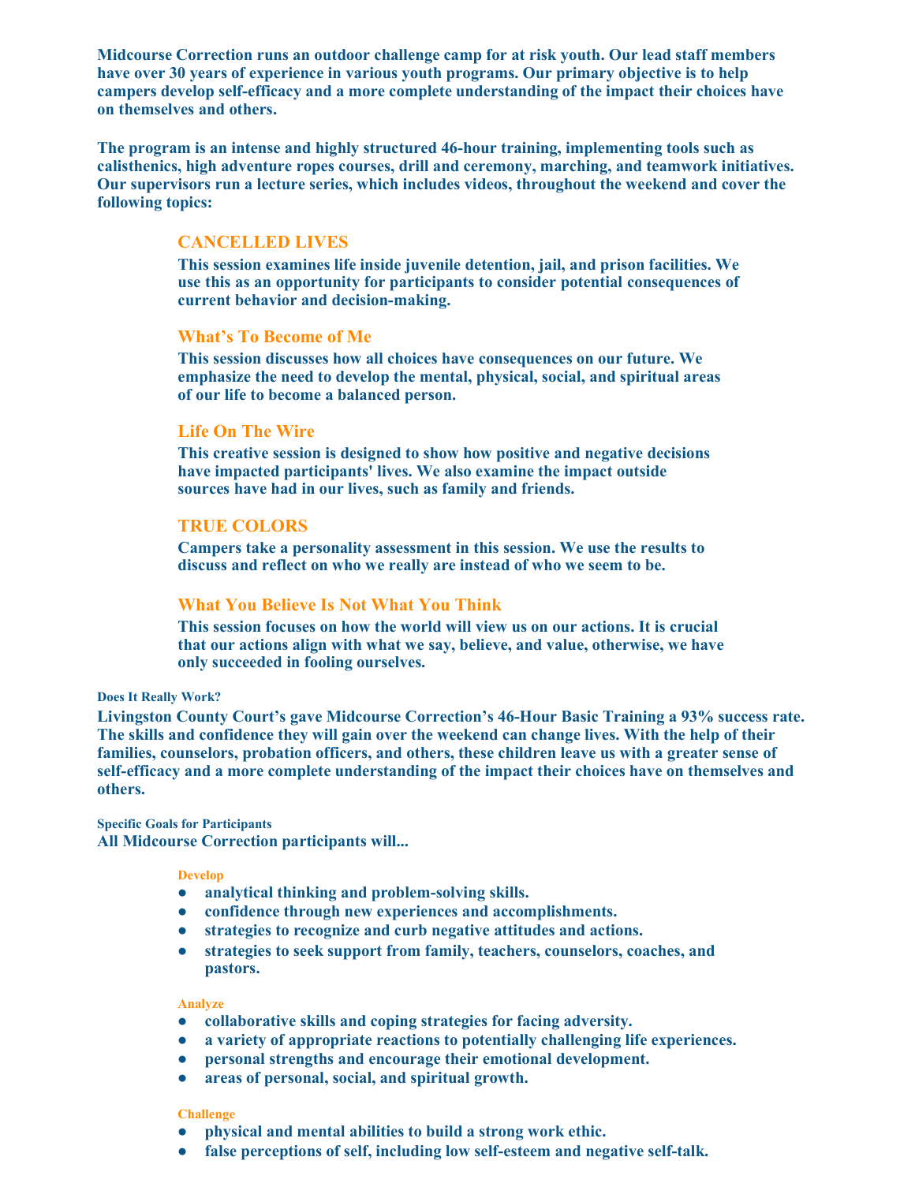**Midcourse Correction runs an outdoor challenge camp for at risk youth. Our lead staff members have over 30 years of experience in various youth programs. Our primary objective is to help campers develop self-efficacy and a more complete understanding of the impact their choices have on themselves and others.**

**The program is an intense and highly structured 46-hour training, implementing tools such as calisthenics, high adventure ropes courses, drill and ceremony, marching, and teamwork initiatives. Our supervisors run a lecture series, which includes videos, throughout the weekend and cover the following topics:**

### CANCELLED LIVES

**This session examines life inside juvenile detention, jail, and prison facilities. We use this as an opportunity for participants to consider potential consequences of current behavior and decision-making.**

### What's To Become of Me

**This session discusses how all choices have consequences on our future. We emphasize the need to develop the mental, physical, social, and spiritual areas of our life to become a balanced person.**

### Life On The Wire

**This creative session is designed to show how positive and negative decisions have impacted participants' lives. We also examine the impact outside sources have had in our lives, such as family and friends.**

### TRUE COLORS

**Campers take a personality assessment in this session. We use the results to discuss and reflect on who we really are instead of who we seem to be.**

### What You Believe Is Not What You Think

**This session focuses on how the world will view us on our actions. It is crucial that our actions align with what we say, believe, and value, otherwise, we have only succeeded in fooling ourselves.**

#### Does It Really Work?

**Livingston County Court's gave Midcourse Correction's 46-Hour Basic Training a 93% success rate. The skills and confidence they will gain over the weekend can change lives. With the help of their families, counselors, probation officers, and others, these children leave us with a greater sense of self-efficacy and a more complete understanding of the impact their choices have on themselves and others.**

#### Specific Goals for Participants

**All Midcourse Correction participants will...**

##### Develop

- **analytical thinking and problem-solving skills.**
- **confidence through new experiences and accomplishments.**
- **strategies to recognize and curb negative attitudes and actions.**
- **strategies to seek support from family, teachers, counselors, coaches, and pastors.**

##### Analyze

- **collaborative skills and coping strategies for facing adversity.**
- **a variety of appropriate reactions to potentially challenging life experiences.**
- **personal strengths and encourage their emotional development.**
- **areas of personal, social, and spiritual growth.**

##### Challenge

- **physical and mental abilities to build a strong work ethic.**
- **false perceptions of self, including low self-esteem and negative self-talk.**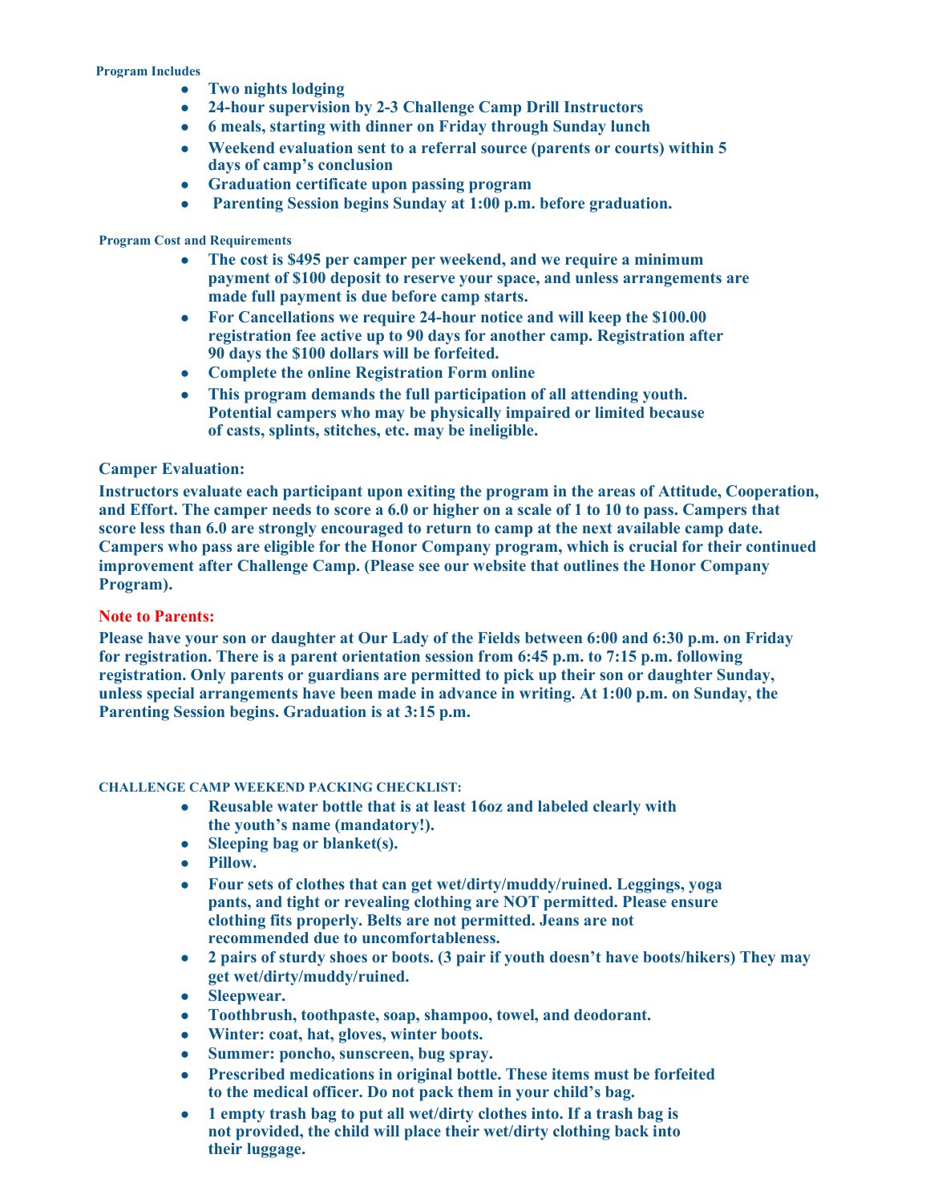**Program Includes**

- **Two nights lodging**
- **24-hour supervision by 2-3 Challenge Camp Drill Instructors**
- **6 meals, starting with dinner on Friday through Sunday lunch**
- **Weekend evaluation sent to a referral source (parents or courts) within 5 days of camp's conclusion**
- **Graduation certificate upon passing program**
- **Parenting Session begins Sunday at 1:00 p.m. before graduation.**

**Program Cost and Requirements**

- **The cost is $495 per camper per weekend, and we require a minimum payment of $100 deposit to reserve your space, and unless arrangements are made full payment is due before camp starts.**
- **For Cancellations we require 24-hour notice and will keep the $100.00 registration fee active up to 90 days for another camp. Registration after 90 days the $100 dollars will be forfeited.**
- **Complete the online Registration Form online**
- **This program demands the full participation of all attending youth. Potential campers who may be physically impaired or limited because of casts, splints, stitches, etc. may be ineligible.**

**Camper Evaluation:**

**Instructors evaluate each participant upon exiting the program in the areas of Attitude, Cooperation, and Effort. The camper needs to score a 6.0 or higher on a scale of 1 to 10 to pass. Campers that score less than 6.0 are strongly encouraged to return to camp at the next available camp date. Campers who pass are eligible for the Honor Company program, which is crucial for their continued improvement after Challenge Camp. (Please see our website that outlines the Honor Company Program).**

**Note to Parents:**

**Please have your son or daughter at Our Lady of the Fields between 6:00 and 6:30 p.m. on Friday for registration. There is a parent orientation session from 6:45 p.m. to 7:15 p.m. following registration. Only parents or guardians are permitted to pick up their son or daughter Sunday, unless special arrangements have been made in advance in writing. At 1:00 p.m. on Sunday, the Parenting Session begins. Graduation is at 3:15 p.m.**

**CHALLENGE CAMP WEEKEND PACKING CHECKLIST:**

- **Reusable water bottle that is at least 16oz and labeled clearly with the youth's name (mandatory!).**
- **Sleeping bag or blanket(s).**
- **Pillow.**
- **Four sets of clothes that can get wet/dirty/muddy/ruined. Leggings, yoga pants, and tight or revealing clothing are NOT permitted. Please ensure clothing fits properly. Belts are not permitted. Jeans are not recommended due to uncomfortableness.**
- **2 pairs of sturdy shoes or boots. (3 pair if youth doesn't have boots/hikers) They may get wet/dirty/muddy/ruined.**
- **Sleepwear.**
- **Toothbrush, toothpaste, soap, shampoo, towel, and deodorant.**
- **Winter: coat, hat, gloves, winter boots.**
- **Summer: poncho, sunscreen, bug spray.**
- **Prescribed medications in original bottle. These items must be forfeited to the medical officer. Do not pack them in your child's bag.**
- **1 empty trash bag to put all wet/dirty clothes into. If a trash bag is not provided, the child will place their wet/dirty clothing back into their luggage.**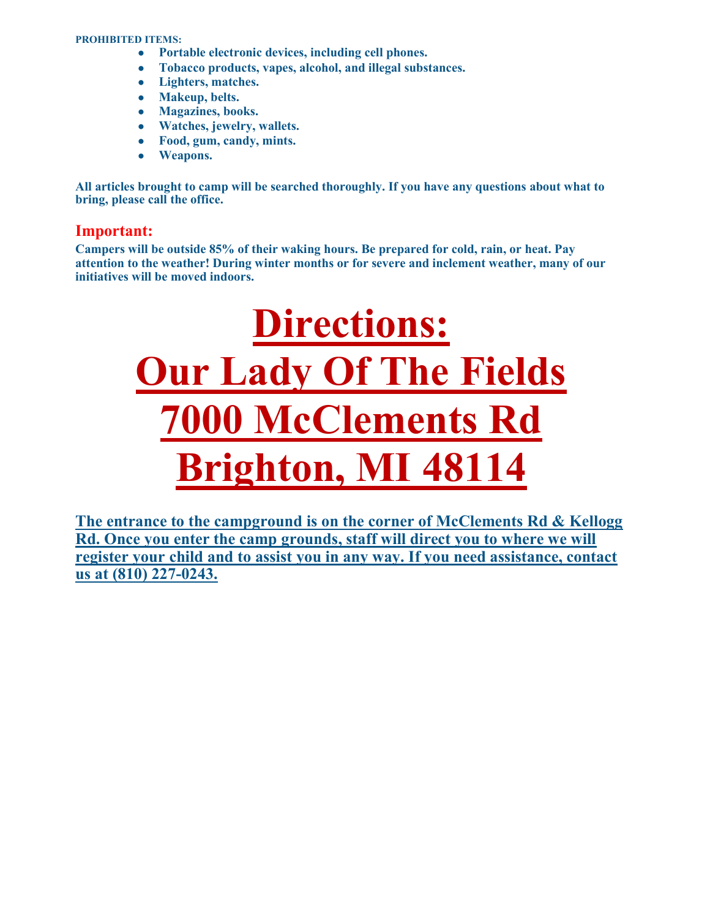**PROHIBITED ITEMS:**

- **Portable electronic devices, including cell phones.**
- **Tobacco products, vapes, alcohol, and illegal substances.**
- **Lighters, matches.**
- **Makeup, belts.**
- **Magazines, books.**
- **Watches, jewelry, wallets.**
- **Food, gum, candy, mints.**
- **Weapons.**

**All articles brought to camp will be searched thoroughly. If you have any questions about what to bring, please call the office.**

## Important:

**Campers will be outside 85% of their waking hours. Be prepared for cold, rain, or heat. Pay attention to the weather! During winter months or for severe and inclement weather, many of our initiatives will be moved indoors.**

# Directions: Our Lady Of The Fields 7000 McClements Rd Brighton, MI 48114

**The entrance to the campground is on the corner of McClements Rd & Kellogg Rd. Once you enter the camp grounds, staff will direct you to where we will register your child and to assist you in any way. If you need assistance, contact us at (810) 227-0243.**